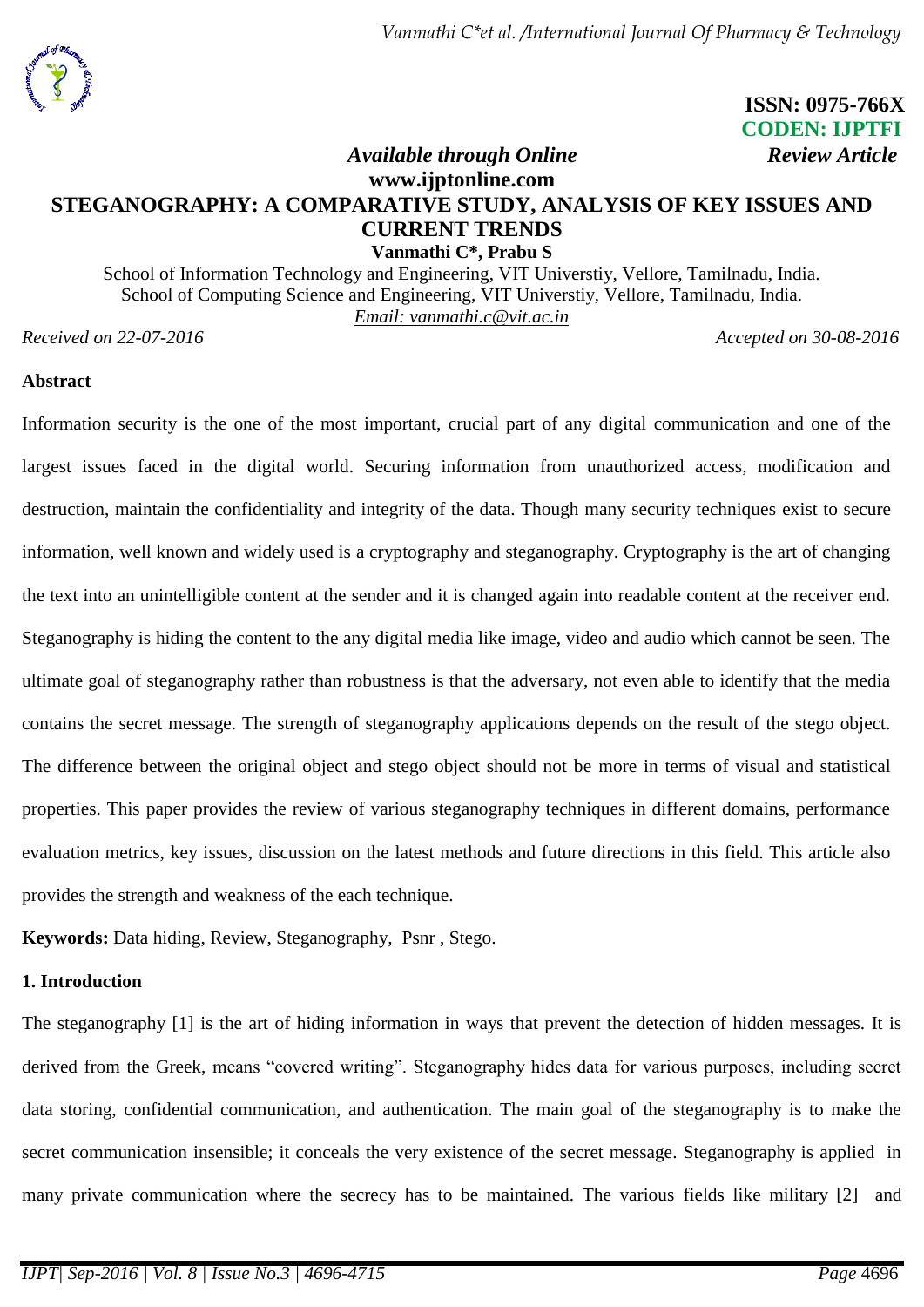**ISSN: 0975-766X**
**CODEN: IJPTFI**

*Available through Online* *Review Article*

**www.ijptonline.com**

# STEGANOGRAPHY: A COMPARATIVE STUDY, ANALYSIS OF KEY ISSUES AND CURRENT TRENDS

**Vanmathi C*, Prabu S**

School of Information Technology and Engineering, VIT Universtiy, Vellore, Tamilnadu, India.
School of Computing Science and Engineering, VIT Universtiy, Vellore, Tamilnadu, India.
Email: vanmathi.c@vit.ac.in

*Received on 22-07-2016* *Accepted on 30-08-2016*

## Abstract

Information security is the one of the most important, crucial part of any digital communication and one of the largest issues faced in the digital world. Securing information from unauthorized access, modification and destruction, maintain the confidentiality and integrity of the data. Though many security techniques exist to secure information, well known and widely used is a cryptography and steganography. Cryptography is the art of changing the text into an unintelligible content at the sender and it is changed again into readable content at the receiver end. Steganography is hiding the content to the any digital media like image, video and audio which cannot be seen. The ultimate goal of steganography rather than robustness is that the adversary, not even able to identify that the media contains the secret message. The strength of steganography applications depends on the result of the stego object. The difference between the original object and stego object should not be more in terms of visual and statistical properties. This paper provides the review of various steganography techniques in different domains, performance evaluation metrics, key issues, discussion on the latest methods and future directions in this field. This article also provides the strength and weakness of the each technique.

**Keywords:** Data hiding, Review, Steganography, Psnr , Stego.

## 1. Introduction

The steganography [1] is the art of hiding information in ways that prevent the detection of hidden messages. It is derived from the Greek, means "covered writing". Steganography hides data for various purposes, including secret data storing, confidential communication, and authentication. The main goal of the steganography is to make the secret communication insensible; it conceals the very existence of the secret message. Steganography is applied in many private communication where the secrecy has to be maintained. The various fields like military [2] and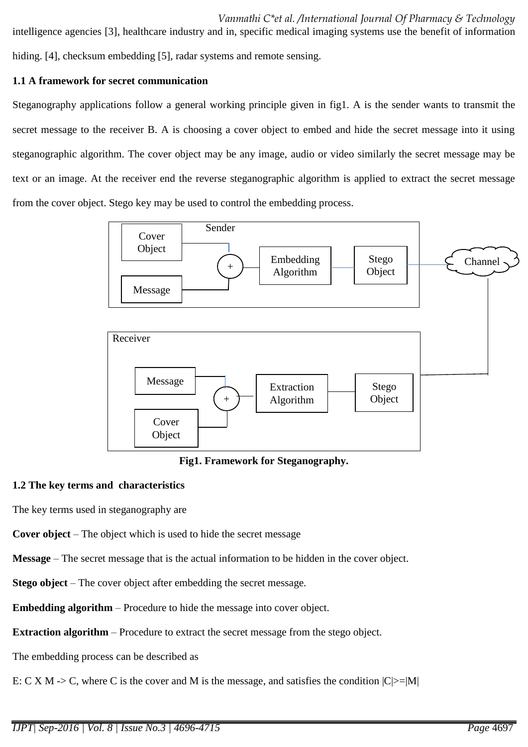intelligence agencies [3], healthcare industry and in, specific medical imaging systems use the benefit of information hiding. [4], checksum embedding [5], radar systems and remote sensing.

### 1.1 A framework for secret communication

Steganography applications follow a general working principle given in fig1. A is the sender wants to transmit the secret message to the receiver B. A is choosing a cover object to embed and hide the secret message into it using steganographic algorithm. The cover object may be any image, audio or video similarly the secret message may be text or an image. At the receiver end the reverse steganographic algorithm is applied to extract the secret message from the cover object. Stego key may be used to control the embedding process.

**Fig1. Framework for Steganography.**

### 1.2 The key terms and characteristics

The key terms used in steganography are

**Cover object** – The object which is used to hide the secret message

**Message** – The secret message that is the actual information to be hidden in the cover object.

**Stego object** – The cover object after embedding the secret message.

**Embedding algorithm** – Procedure to hide the message into cover object.

**Extraction algorithm** – Procedure to extract the secret message from the stego object.

The embedding process can be described as

E: C X M -> C, where C is the cover and M is the message, and satisfies the condition $|C|>=|M|$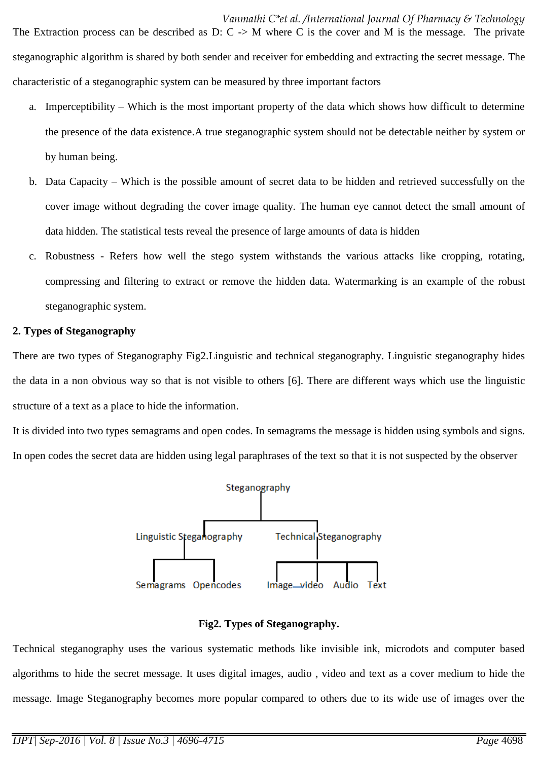The Extraction process can be described as D: C -> M where C is the cover and M is the message. The private steganographic algorithm is shared by both sender and receiver for embedding and extracting the secret message. The characteristic of a steganographic system can be measured by three important factors

a. Imperceptibility – Which is the most important property of the data which shows how difficult to determine the presence of the data existence.A true steganographic system should not be detectable neither by system or by human being.
b. Data Capacity – Which is the possible amount of secret data to be hidden and retrieved successfully on the cover image without degrading the cover image quality. The human eye cannot detect the small amount of data hidden. The statistical tests reveal the presence of large amounts of data is hidden
c. Robustness - Refers how well the stego system withstands the various attacks like cropping, rotating, compressing and filtering to extract or remove the hidden data. Watermarking is an example of the robust steganographic system.

**2. Types of Steganography**

There are two types of Steganography Fig2.Linguistic and technical steganography. Linguistic steganography hides the data in a non obvious way so that is not visible to others [6]. There are different ways which use the linguistic structure of a text as a place to hide the information.

It is divided into two types semagrams and open codes. In semagrams the message is hidden using symbols and signs. In open codes the secret data are hidden using legal paraphrases of the text so that it is not suspected by the observer

Steganography

Linguistic Steganography | Technical Steganography

Semagrams | Opencodes | Image video | Audio | Text

**Fig2. Types of Steganography.**

Technical steganography uses the various systematic methods like invisible ink, microdots and computer based algorithms to hide the secret message. It uses digital images, audio , video and text as a cover medium to hide the message. Image Steganography becomes more popular compared to others due to its wide use of images over the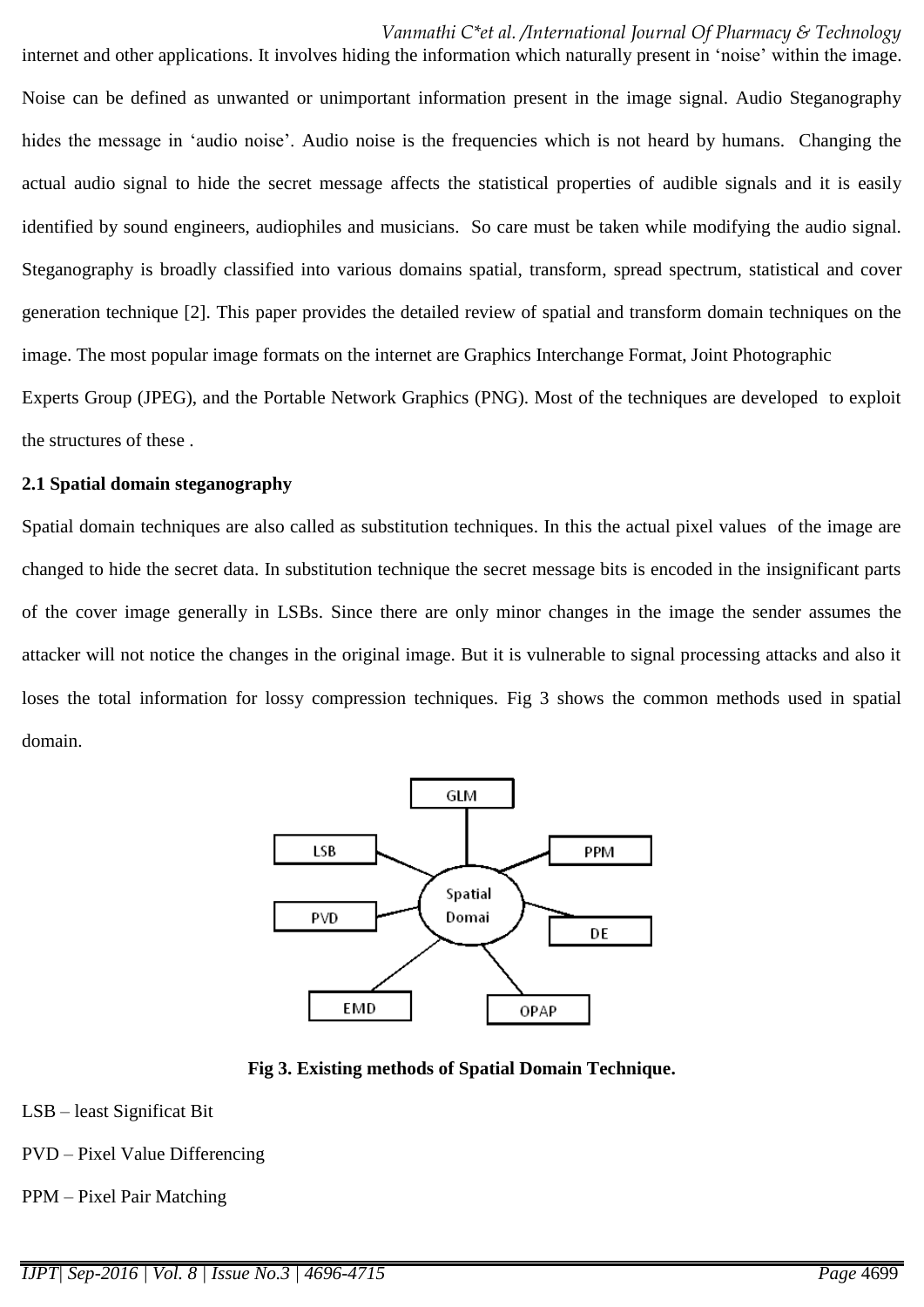internet and other applications. It involves hiding the information which naturally present in 'noise' within the image. Noise can be defined as unwanted or unimportant information present in the image signal. Audio Steganography hides the message in 'audio noise'. Audio noise is the frequencies which is not heard by humans. Changing the actual audio signal to hide the secret message affects the statistical properties of audible signals and it is easily identified by sound engineers, audiophiles and musicians. So care must be taken while modifying the audio signal. Steganography is broadly classified into various domains spatial, transform, spread spectrum, statistical and cover generation technique [2]. This paper provides the detailed review of spatial and transform domain techniques on the image. The most popular image formats on the internet are Graphics Interchange Format, Joint Photographic Experts Group (JPEG), and the Portable Network Graphics (PNG). Most of the techniques are developed to exploit the structures of these .

**2.1 Spatial domain steganography**

Spatial domain techniques are also called as substitution techniques. In this the actual pixel values of the image are changed to hide the secret data. In substitution technique the secret message bits is encoded in the insignificant parts of the cover image generally in LSBs. Since there are only minor changes in the image the sender assumes the attacker will not notice the changes in the original image. But it is vulnerable to signal processing attacks and also it loses the total information for lossy compression techniques. Fig 3 shows the common methods used in spatial domain.

**Fig 3. Existing methods of Spatial Domain Technique.**

LSB – least Significat Bit

PVD – Pixel Value Differencing

PPM – Pixel Pair Matching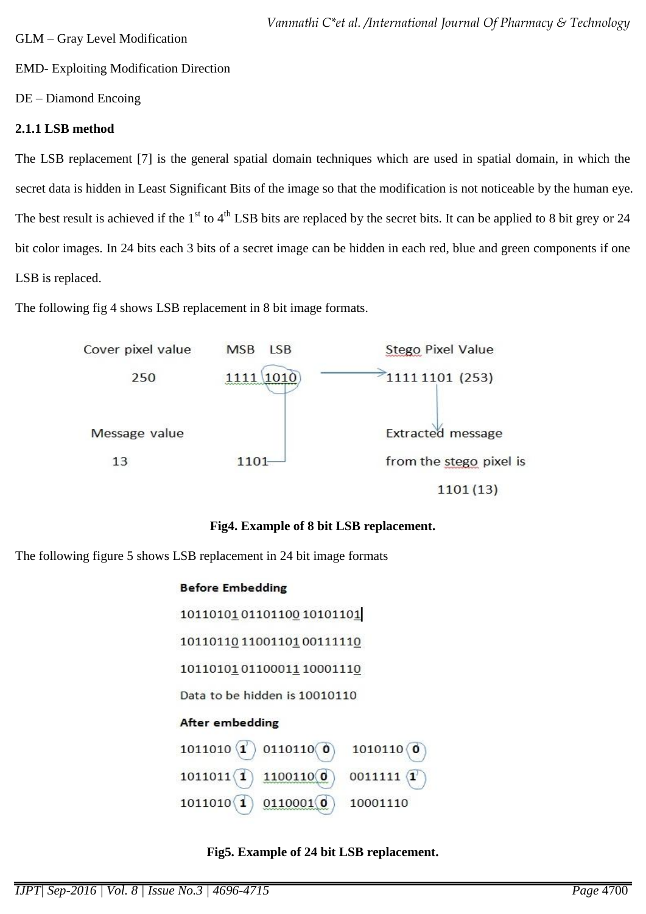GLM – Gray Level Modification

EMD- Exploiting Modification Direction

DE – Diamond Encoing

**2.1.1 LSB method**

The LSB replacement [7] is the general spatial domain techniques which are used in spatial domain, in which the secret data is hidden in Least Significant Bits of the image so that the modification is not noticeable by the human eye. The best result is achieved if the 1st to 4th LSB bits are replaced by the secret bits. It can be applied to 8 bit grey or 24 bit color images. In 24 bits each 3 bits of a secret image can be hidden in each red, blue and green components if one LSB is replaced.

The following fig 4 shows LSB replacement in 8 bit image formats.

Cover pixel value 250 — MSB LSB 1111 1010 → Stego Pixel Value 1111 1101 (253)

Message value 13 — 1101

Extracted message from the stego pixel is 1101 (13)

**Fig4. Example of 8 bit LSB replacement.**

The following figure 5 shows LSB replacement in 24 bit image formats

**Before Embedding**

10110101 01101100 10101101

10110110 11001101 00111110

10110101 01100011 10001110

Data to be hidden is 10010110

**After embedding**

1011010 1 0110110 0 1010110 0

1011011 1 1100110 0 0011111 1

1011010 1 0110001 0 10001110

**Fig5. Example of 24 bit LSB replacement.**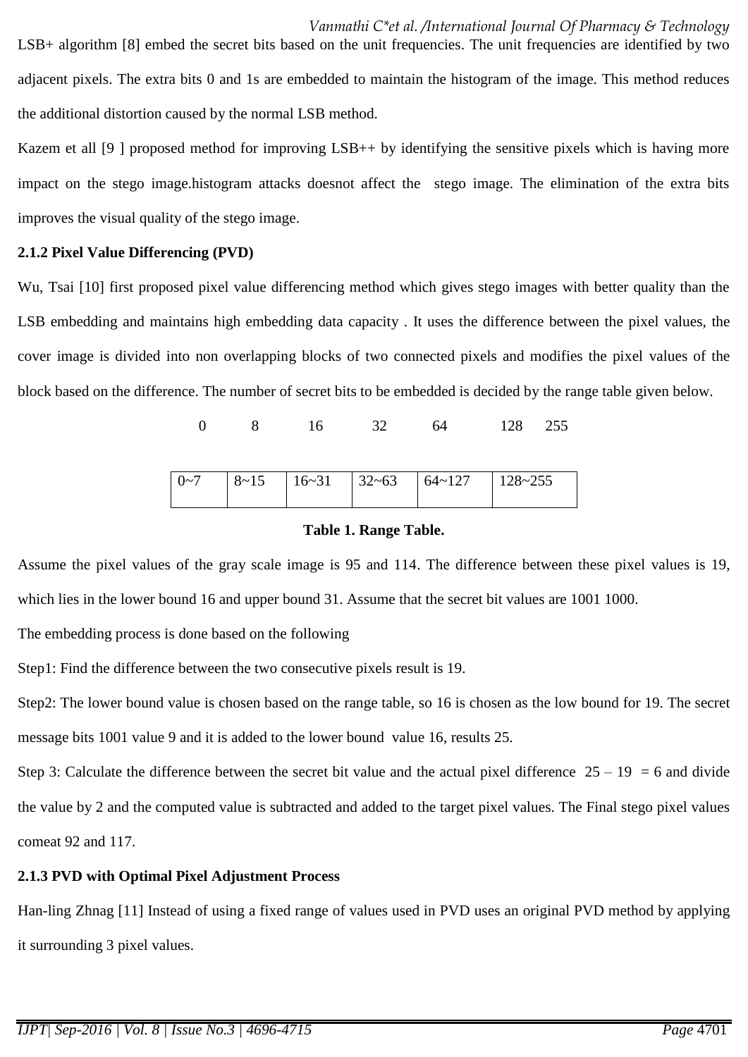LSB+ algorithm [8] embed the secret bits based on the unit frequencies. The unit frequencies are identified by two adjacent pixels. The extra bits 0 and 1s are embedded to maintain the histogram of the image. This method reduces the additional distortion caused by the normal LSB method.

Kazem et all [9 ] proposed method for improving LSB++ by identifying the sensitive pixels which is having more impact on the stego image.histogram attacks doesnot affect the stego image. The elimination of the extra bits improves the visual quality of the stego image.

### 2.1.2 Pixel Value Differencing (PVD)

Wu, Tsai [10] first proposed pixel value differencing method which gives stego images with better quality than the LSB embedding and maintains high embedding data capacity . It uses the difference between the pixel values, the cover image is divided into non overlapping blocks of two connected pixels and modifies the pixel values of the block based on the difference. The number of secret bits to be embedded is decided by the range table given below.

| 0 | 8 | 16 | 32 | 64 | 128 255 |
|---|---|---|---|---|---|
| 0~7 | 8~15 | 16~31 | 32~63 | 64~127 | 128~255 |

**Table 1. Range Table.**

Assume the pixel values of the gray scale image is 95 and 114. The difference between these pixel values is 19, which lies in the lower bound 16 and upper bound 31. Assume that the secret bit values are 1001 1000.

The embedding process is done based on the following

Step1: Find the difference between the two consecutive pixels result is 19.

Step2: The lower bound value is chosen based on the range table, so 16 is chosen as the low bound for 19. The secret message bits 1001 value 9 and it is added to the lower bound value 16, results 25.

Step 3: Calculate the difference between the secret bit value and the actual pixel difference 25 – 19 = 6 and divide the value by 2 and the computed value is subtracted and added to the target pixel values. The Final stego pixel values comeat 92 and 117.

### 2.1.3 PVD with Optimal Pixel Adjustment Process

Han-ling Zhnag [11] Instead of using a fixed range of values used in PVD uses an original PVD method by applying it surrounding 3 pixel values.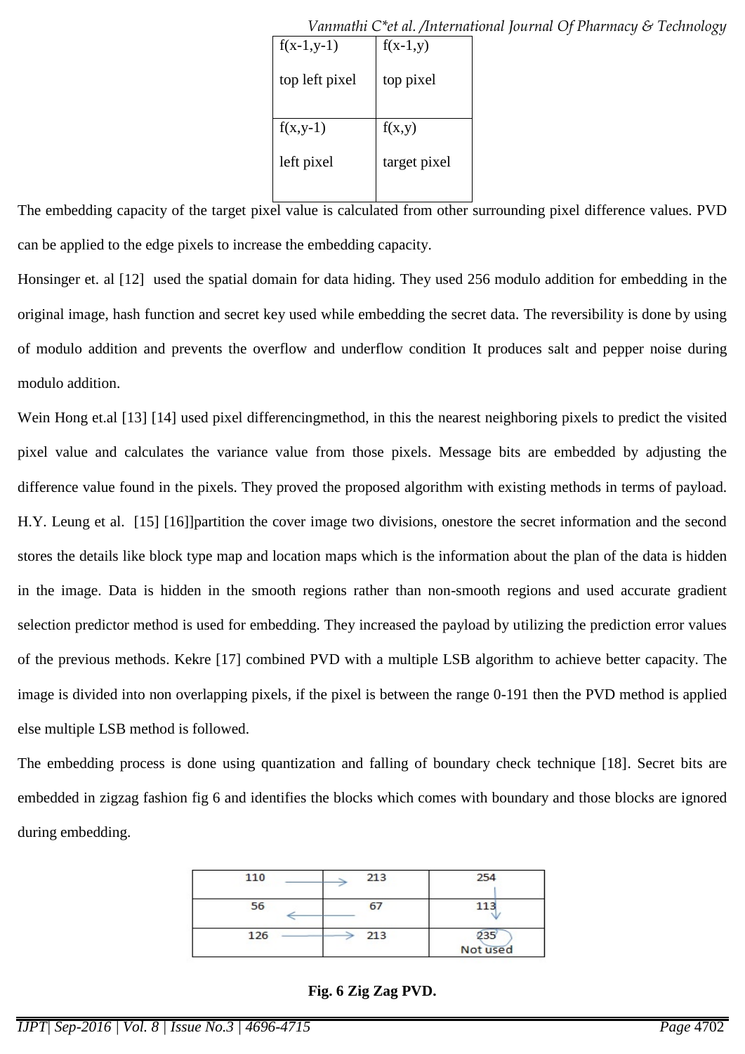| f(x-1,y-1)<br><br>top left pixel | f(x-1,y)<br><br>top pixel |
|---|---|
| f(x,y-1)<br><br>left pixel | f(x,y)<br><br>target pixel |

The embedding capacity of the target pixel value is calculated from other surrounding pixel difference values. PVD can be applied to the edge pixels to increase the embedding capacity.

Honsinger et. al [12] used the spatial domain for data hiding. They used 256 modulo addition for embedding in the original image, hash function and secret key used while embedding the secret data. The reversibility is done by using of modulo addition and prevents the overflow and underflow condition It produces salt and pepper noise during modulo addition.

Wein Hong et.al [13] [14] used pixel differencingmethod, in this the nearest neighboring pixels to predict the visited pixel value and calculates the variance value from those pixels. Message bits are embedded by adjusting the difference value found in the pixels. They proved the proposed algorithm with existing methods in terms of payload. H.Y. Leung et al. [15] [16]]partition the cover image two divisions, onestore the secret information and the second stores the details like block type map and location maps which is the information about the plan of the data is hidden in the image. Data is hidden in the smooth regions rather than non-smooth regions and used accurate gradient selection predictor method is used for embedding. They increased the payload by utilizing the prediction error values of the previous methods. Kekre [17] combined PVD with a multiple LSB algorithm to achieve better capacity. The image is divided into non overlapping pixels, if the pixel is between the range 0-191 then the PVD method is applied else multiple LSB method is followed.

The embedding process is done using quantization and falling of boundary check technique [18]. Secret bits are embedded in zigzag fashion fig 6 and identifies the blocks which comes with boundary and those blocks are ignored during embedding.

| 110 → | 213 | 254 ↓ |
|---|---|---|
| 56 | ← 67 | 113 ↓ |
| 126 → | 213 | 235 Not used |

**Fig. 6 Zig Zag PVD.**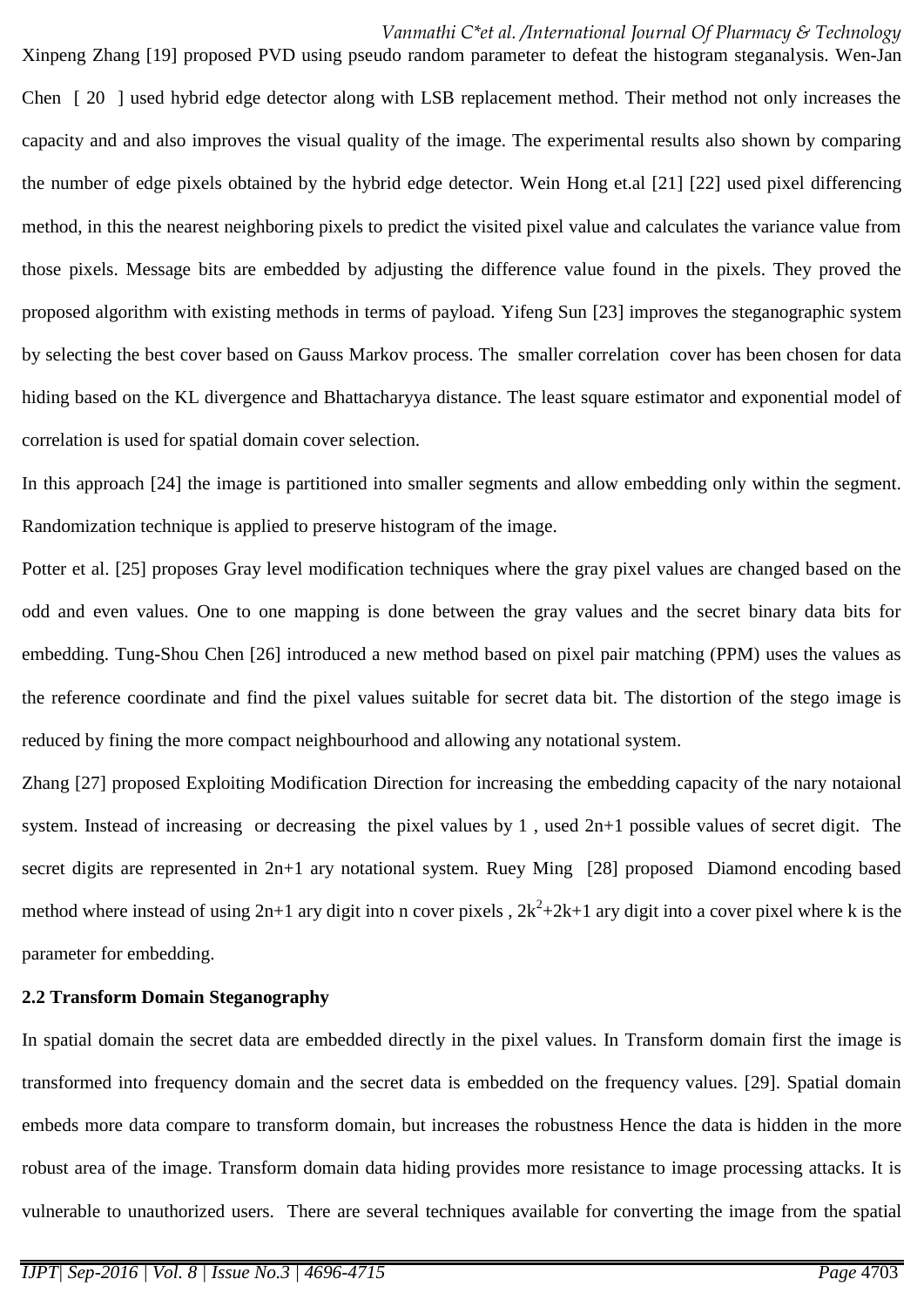Xinpeng Zhang [19] proposed PVD using pseudo random parameter to defeat the histogram steganalysis. Wen-Jan Chen [ 20 ] used hybrid edge detector along with LSB replacement method. Their method not only increases the capacity and and also improves the visual quality of the image. The experimental results also shown by comparing the number of edge pixels obtained by the hybrid edge detector. Wein Hong et.al [21] [22] used pixel differencing method, in this the nearest neighboring pixels to predict the visited pixel value and calculates the variance value from those pixels. Message bits are embedded by adjusting the difference value found in the pixels. They proved the proposed algorithm with existing methods in terms of payload. Yifeng Sun [23] improves the steganographic system by selecting the best cover based on Gauss Markov process. The smaller correlation cover has been chosen for data hiding based on the KL divergence and Bhattacharyya distance. The least square estimator and exponential model of correlation is used for spatial domain cover selection.

In this approach [24] the image is partitioned into smaller segments and allow embedding only within the segment. Randomization technique is applied to preserve histogram of the image.

Potter et al. [25] proposes Gray level modification techniques where the gray pixel values are changed based on the odd and even values. One to one mapping is done between the gray values and the secret binary data bits for embedding. Tung-Shou Chen [26] introduced a new method based on pixel pair matching (PPM) uses the values as the reference coordinate and find the pixel values suitable for secret data bit. The distortion of the stego image is reduced by fining the more compact neighbourhood and allowing any notational system.

Zhang [27] proposed Exploiting Modification Direction for increasing the embedding capacity of the nary notaional system. Instead of increasing or decreasing the pixel values by 1 , used 2n+1 possible values of secret digit. The secret digits are represented in 2n+1 ary notational system. Ruey Ming [28] proposed Diamond encoding based method where instead of using 2n+1 ary digit into n cover pixels , $2k^2+2k+1$ ary digit into a cover pixel where k is the parameter for embedding.

### 2.2 Transform Domain Steganography

In spatial domain the secret data are embedded directly in the pixel values. In Transform domain first the image is transformed into frequency domain and the secret data is embedded on the frequency values. [29]. Spatial domain embeds more data compare to transform domain, but increases the robustness Hence the data is hidden in the more robust area of the image. Transform domain data hiding provides more resistance to image processing attacks. It is vulnerable to unauthorized users. There are several techniques available for converting the image from the spatial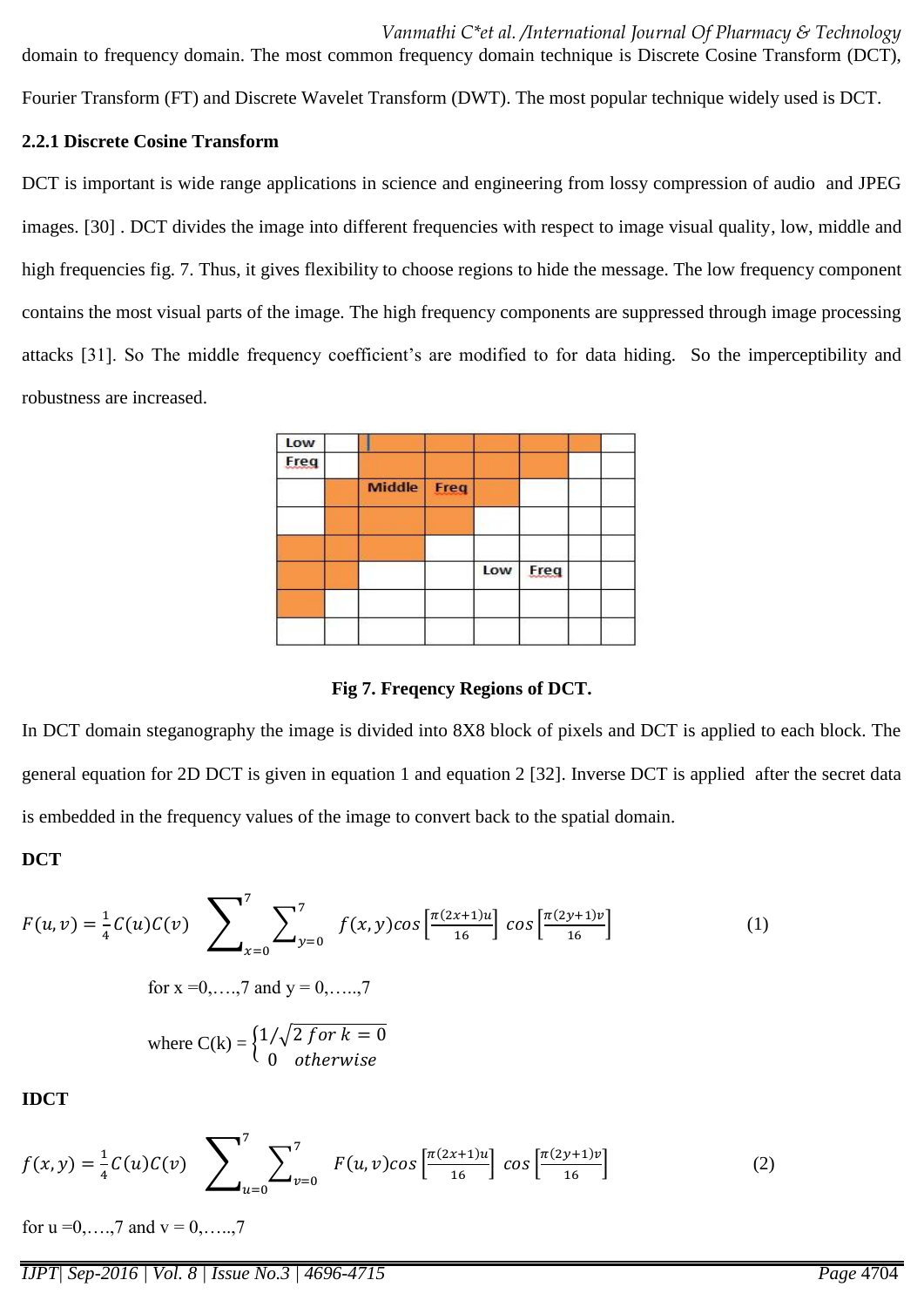domain to frequency domain. The most common frequency domain technique is Discrete Cosine Transform (DCT), Fourier Transform (FT) and Discrete Wavelet Transform (DWT). The most popular technique widely used is DCT.

### 2.2.1 Discrete Cosine Transform

DCT is important is wide range applications in science and engineering from lossy compression of audio and JPEG images. [30] . DCT divides the image into different frequencies with respect to image visual quality, low, middle and high frequencies fig. 7. Thus, it gives flexibility to choose regions to hide the message. The low frequency component contains the most visual parts of the image. The high frequency components are suppressed through image processing attacks [31]. So The middle frequency coefficient's are modified to for data hiding. So the imperceptibility and robustness are increased.

| Low Freq | | | | | | | |
|---|---|---|---|---|---|---|---|
| | | | | | | | |
| | | Middle | Freq | | | | |
| | | | | | | | |
| | | | | | | | |
| | | | | Low | Freq | | |
| | | | | | | | |
| | | | | | | | |

**Fig 7. Freqency Regions of DCT.**

In DCT domain steganography the image is divided into 8X8 block of pixels and DCT is applied to each block. The general equation for 2D DCT is given in equation 1 and equation 2 [32]. Inverse DCT is applied after the secret data is embedded in the frequency values of the image to convert back to the spatial domain.

**DCT**

$$F(u,v) = \frac{1}{4}C(u)C(v)\sum_{x=0}^{7}\sum_{y=0}^{7} f(x,y)\cos\left[\frac{\pi(2x+1)u}{16}\right]\cos\left[\frac{\pi(2y+1)v}{16}\right] \tag{1}$$

for x =0,….,7 and y = 0,…..,7

where $C(k) = \begin{cases} 1/\sqrt{2} \text{ for } k = 0 \\ 0 \quad otherwise \end{cases}$

**IDCT**

$$f(x,y) = \frac{1}{4}C(u)C(v)\sum_{u=0}^{7}\sum_{v=0}^{7} F(u,v)\cos\left[\frac{\pi(2x+1)u}{16}\right]\cos\left[\frac{\pi(2y+1)v}{16}\right] \tag{2}$$

for u =0,….,7 and v = 0,…..,7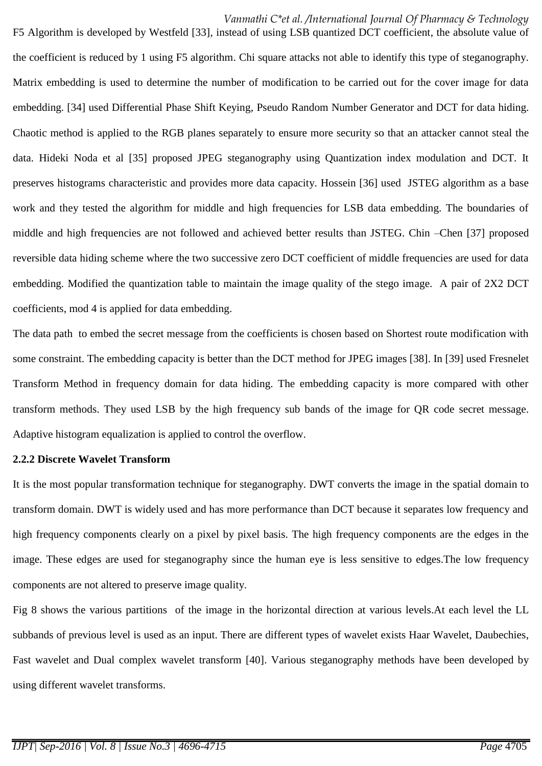F5 Algorithm is developed by Westfeld [33], instead of using LSB quantized DCT coefficient, the absolute value of the coefficient is reduced by 1 using F5 algorithm. Chi square attacks not able to identify this type of steganography. Matrix embedding is used to determine the number of modification to be carried out for the cover image for data embedding. [34] used Differential Phase Shift Keying, Pseudo Random Number Generator and DCT for data hiding. Chaotic method is applied to the RGB planes separately to ensure more security so that an attacker cannot steal the data. Hideki Noda et al [35] proposed JPEG steganography using Quantization index modulation and DCT. It preserves histograms characteristic and provides more data capacity. Hossein [36] used JSTEG algorithm as a base work and they tested the algorithm for middle and high frequencies for LSB data embedding. The boundaries of middle and high frequencies are not followed and achieved better results than JSTEG. Chin –Chen [37] proposed reversible data hiding scheme where the two successive zero DCT coefficient of middle frequencies are used for data embedding. Modified the quantization table to maintain the image quality of the stego image. A pair of 2X2 DCT coefficients, mod 4 is applied for data embedding.

The data path to embed the secret message from the coefficients is chosen based on Shortest route modification with some constraint. The embedding capacity is better than the DCT method for JPEG images [38]. In [39] used Fresnelet Transform Method in frequency domain for data hiding. The embedding capacity is more compared with other transform methods. They used LSB by the high frequency sub bands of the image for QR code secret message. Adaptive histogram equalization is applied to control the overflow.

**2.2.2 Discrete Wavelet Transform**

It is the most popular transformation technique for steganography. DWT converts the image in the spatial domain to transform domain. DWT is widely used and has more performance than DCT because it separates low frequency and high frequency components clearly on a pixel by pixel basis. The high frequency components are the edges in the image. These edges are used for steganography since the human eye is less sensitive to edges.The low frequency components are not altered to preserve image quality.

Fig 8 shows the various partitions of the image in the horizontal direction at various levels.At each level the LL subbands of previous level is used as an input. There are different types of wavelet exists Haar Wavelet, Daubechies, Fast wavelet and Dual complex wavelet transform [40]. Various steganography methods have been developed by using different wavelet transforms.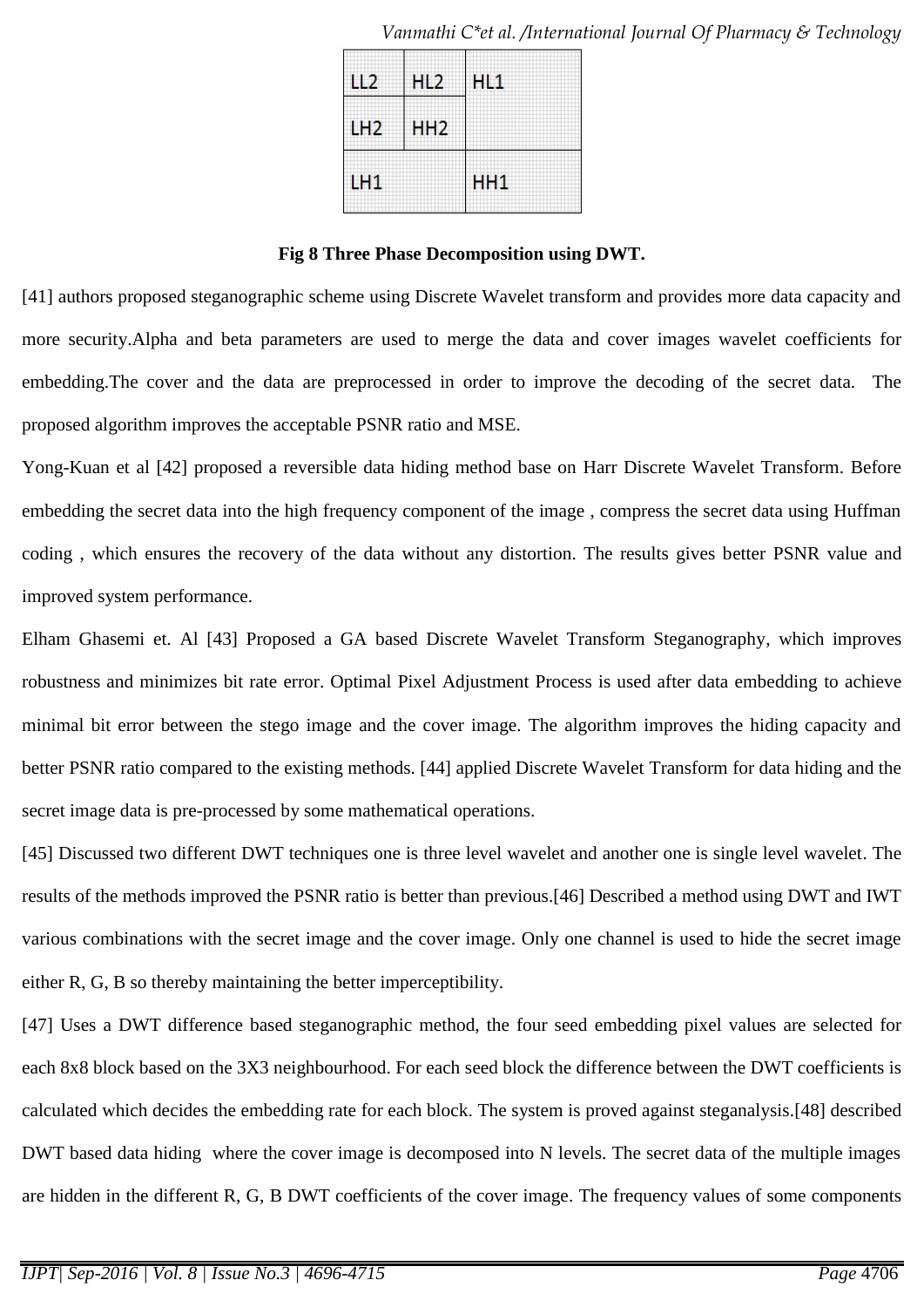| LL2 | HL2 | HL1 |
| --- | --- | --- |
| LH2 | HH2 | |
| LH1 | | HH1 |

**Fig 8 Three Phase Decomposition using DWT.**

[41] authors proposed steganographic scheme using Discrete Wavelet transform and provides more data capacity and more security.Alpha and beta parameters are used to merge the data and cover images wavelet coefficients for embedding.The cover and the data are preprocessed in order to improve the decoding of the secret data. The proposed algorithm improves the acceptable PSNR ratio and MSE.

Yong-Kuan et al [42] proposed a reversible data hiding method base on Harr Discrete Wavelet Transform. Before embedding the secret data into the high frequency component of the image , compress the secret data using Huffman coding , which ensures the recovery of the data without any distortion. The results gives better PSNR value and improved system performance.

Elham Ghasemi et. Al [43] Proposed a GA based Discrete Wavelet Transform Steganography, which improves robustness and minimizes bit rate error. Optimal Pixel Adjustment Process is used after data embedding to achieve minimal bit error between the stego image and the cover image. The algorithm improves the hiding capacity and better PSNR ratio compared to the existing methods. [44] applied Discrete Wavelet Transform for data hiding and the secret image data is pre-processed by some mathematical operations.

[45] Discussed two different DWT techniques one is three level wavelet and another one is single level wavelet. The results of the methods improved the PSNR ratio is better than previous.[46] Described a method using DWT and IWT various combinations with the secret image and the cover image. Only one channel is used to hide the secret image either R, G, B so thereby maintaining the better imperceptibility.

[47] Uses a DWT difference based steganographic method, the four seed embedding pixel values are selected for each 8x8 block based on the 3X3 neighbourhood. For each seed block the difference between the DWT coefficients is calculated which decides the embedding rate for each block. The system is proved against steganalysis.[48] described DWT based data hiding where the cover image is decomposed into N levels. The secret data of the multiple images are hidden in the different R, G, B DWT coefficients of the cover image. The frequency values of some components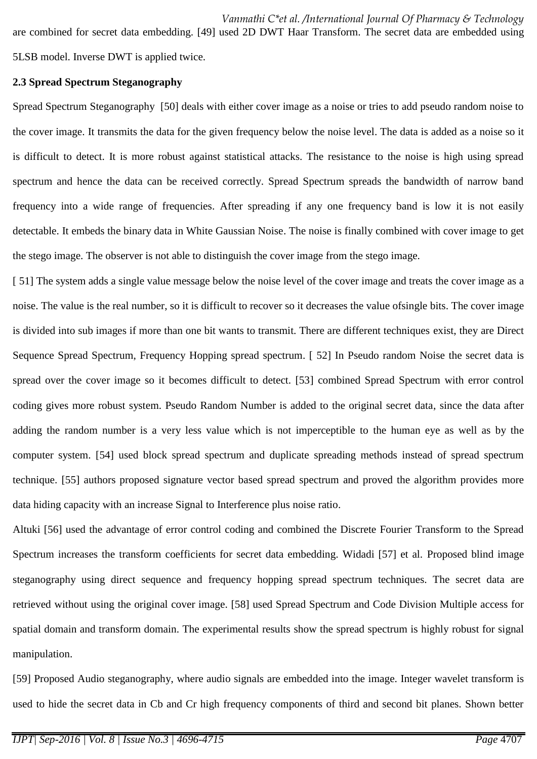are combined for secret data embedding. [49] used 2D DWT Haar Transform. The secret data are embedded using 5LSB model. Inverse DWT is applied twice.

**2.3 Spread Spectrum Steganography**

Spread Spectrum Steganography [50] deals with either cover image as a noise or tries to add pseudo random noise to the cover image. It transmits the data for the given frequency below the noise level. The data is added as a noise so it is difficult to detect. It is more robust against statistical attacks. The resistance to the noise is high using spread spectrum and hence the data can be received correctly. Spread Spectrum spreads the bandwidth of narrow band frequency into a wide range of frequencies. After spreading if any one frequency band is low it is not easily detectable. It embeds the binary data in White Gaussian Noise. The noise is finally combined with cover image to get the stego image. The observer is not able to distinguish the cover image from the stego image.

[ 51] The system adds a single value message below the noise level of the cover image and treats the cover image as a noise. The value is the real number, so it is difficult to recover so it decreases the value ofsingle bits. The cover image is divided into sub images if more than one bit wants to transmit. There are different techniques exist, they are Direct Sequence Spread Spectrum, Frequency Hopping spread spectrum. [ 52] In Pseudo random Noise the secret data is spread over the cover image so it becomes difficult to detect. [53] combined Spread Spectrum with error control coding gives more robust system. Pseudo Random Number is added to the original secret data, since the data after adding the random number is a very less value which is not imperceptible to the human eye as well as by the computer system. [54] used block spread spectrum and duplicate spreading methods instead of spread spectrum technique. [55] authors proposed signature vector based spread spectrum and proved the algorithm provides more data hiding capacity with an increase Signal to Interference plus noise ratio.

Altuki [56] used the advantage of error control coding and combined the Discrete Fourier Transform to the Spread Spectrum increases the transform coefficients for secret data embedding. Widadi [57] et al. Proposed blind image steganography using direct sequence and frequency hopping spread spectrum techniques. The secret data are retrieved without using the original cover image. [58] used Spread Spectrum and Code Division Multiple access for spatial domain and transform domain. The experimental results show the spread spectrum is highly robust for signal manipulation.

[59] Proposed Audio steganography, where audio signals are embedded into the image. Integer wavelet transform is used to hide the secret data in Cb and Cr high frequency components of third and second bit planes. Shown better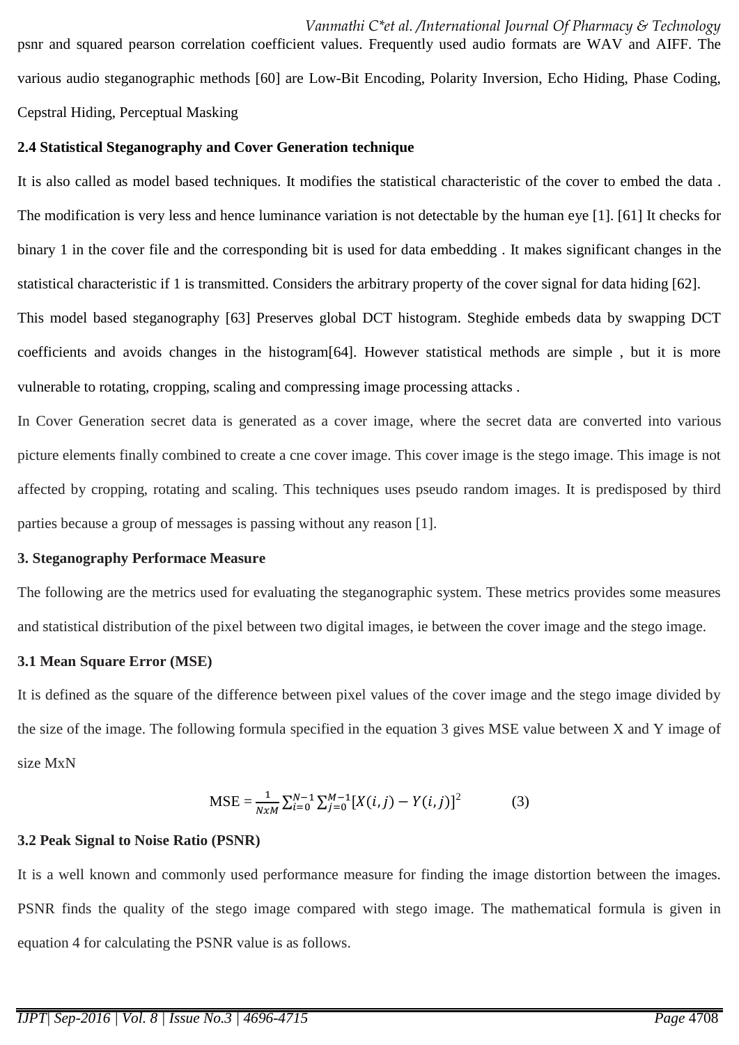psnr and squared pearson correlation coefficient values. Frequently used audio formats are WAV and AIFF. The various audio steganographic methods [60] are Low-Bit Encoding, Polarity Inversion, Echo Hiding, Phase Coding, Cepstral Hiding, Perceptual Masking

**2.4 Statistical Steganography and Cover Generation technique**

It is also called as model based techniques. It modifies the statistical characteristic of the cover to embed the data . The modification is very less and hence luminance variation is not detectable by the human eye [1]. [61] It checks for binary 1 in the cover file and the corresponding bit is used for data embedding . It makes significant changes in the statistical characteristic if 1 is transmitted. Considers the arbitrary property of the cover signal for data hiding [62].

This model based steganography [63] Preserves global DCT histogram. Steghide embeds data by swapping DCT coefficients and avoids changes in the histogram[64]. However statistical methods are simple , but it is more vulnerable to rotating, cropping, scaling and compressing image processing attacks .

In Cover Generation secret data is generated as a cover image, where the secret data are converted into various picture elements finally combined to create a cne cover image. This cover image is the stego image. This image is not affected by cropping, rotating and scaling. This techniques uses pseudo random images. It is predisposed by third parties because a group of messages is passing without any reason [1].

**3. Steganography Performace Measure**

The following are the metrics used for evaluating the steganographic system. These metrics provides some measures and statistical distribution of the pixel between two digital images, ie between the cover image and the stego image.

**3.1 Mean Square Error (MSE)**

It is defined as the square of the difference between pixel values of the cover image and the stego image divided by the size of the image. The following formula specified in the equation 3 gives MSE value between X and Y image of size MxN

$$\text{MSE} = \frac{1}{NxM}\sum_{i=0}^{N-1}\sum_{j=0}^{M-1}[X(i,j) - Y(i,j)]^2 \qquad (3)$$

**3.2 Peak Signal to Noise Ratio (PSNR)**

It is a well known and commonly used performance measure for finding the image distortion between the images. PSNR finds the quality of the stego image compared with stego image. The mathematical formula is given in equation 4 for calculating the PSNR value is as follows.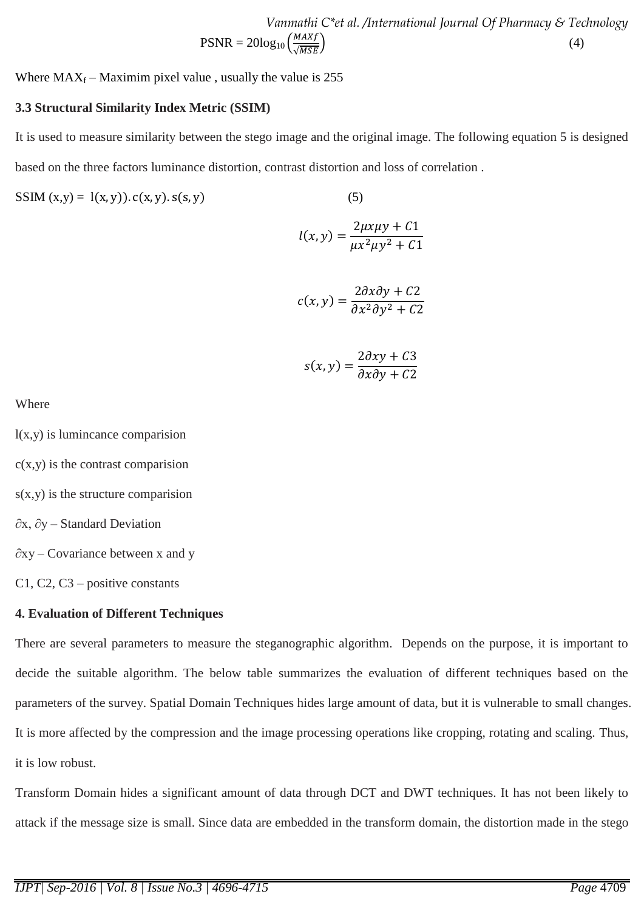$$\text{PSNR} = 20\log_{10}\left(\frac{MAXf}{\sqrt{MSE}}\right) \quad (4)$$

Where $MAX_f$ – Maximim pixel value , usually the value is 255

**3.3 Structural Similarity Index Metric (SSIM)**

It is used to measure similarity between the stego image and the original image. The following equation 5 is designed based on the three factors luminance distortion, contrast distortion and loss of correlation .

$$\text{SSIM}(x,y) = l(x,y)).c(x,y).s(s,y) \quad (5)$$

$$l(x,y) = \frac{2\mu x\mu y + C1}{\mu x^2 \mu y^2 + C1}$$

$$c(x,y) = \frac{2\partial x\partial y + C2}{\partial x^2 \partial y^2 + C2}$$

$$s(x,y) = \frac{2\partial xy + C3}{\partial x\partial y + C2}$$

Where

l(x,y) is lumincance comparision

c(x,y) is the contrast comparision

s(x,y) is the structure comparision

$\partial x$, $\partial y$ – Standard Deviation

$\partial xy$ – Covariance between x and y

C1, C2, C3 – positive constants

**4. Evaluation of Different Techniques**

There are several parameters to measure the steganographic algorithm. Depends on the purpose, it is important to decide the suitable algorithm. The below table summarizes the evaluation of different techniques based on the parameters of the survey. Spatial Domain Techniques hides large amount of data, but it is vulnerable to small changes. It is more affected by the compression and the image processing operations like cropping, rotating and scaling. Thus, it is low robust.

Transform Domain hides a significant amount of data through DCT and DWT techniques. It has not been likely to attack if the message size is small. Since data are embedded in the transform domain, the distortion made in the stego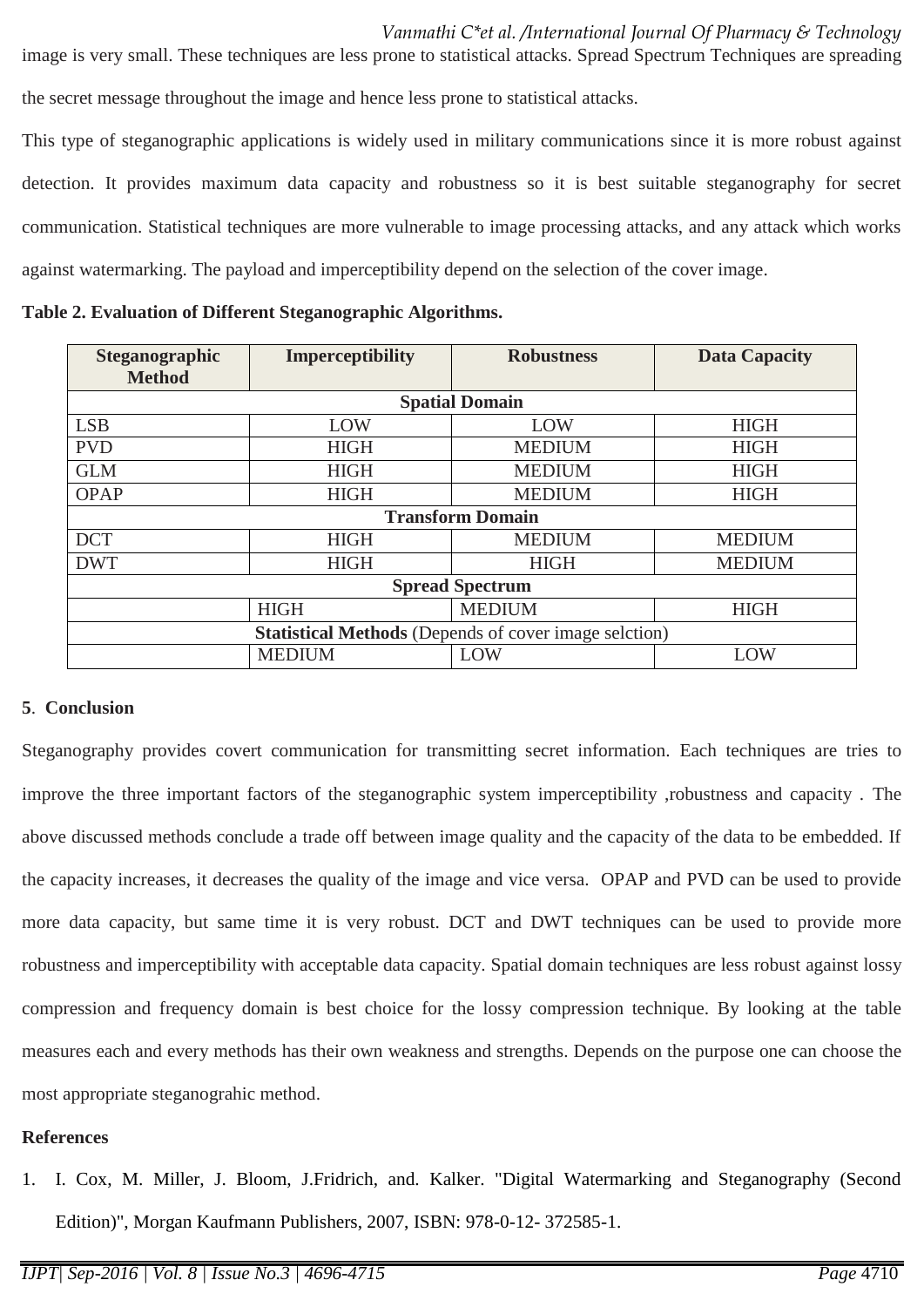image is very small. These techniques are less prone to statistical attacks. Spread Spectrum Techniques are spreading the secret message throughout the image and hence less prone to statistical attacks.

This type of steganographic applications is widely used in military communications since it is more robust against detection. It provides maximum data capacity and robustness so it is best suitable steganography for secret communication. Statistical techniques are more vulnerable to image processing attacks, and any attack which works against watermarking. The payload and imperceptibility depend on the selection of the cover image.

**Table 2. Evaluation of Different Steganographic Algorithms.**

| Steganographic Method | Imperceptibility | Robustness | Data Capacity |
|---|---|---|---|
| **Spatial Domain** | | | |
| LSB | LOW | LOW | HIGH |
| PVD | HIGH | MEDIUM | HIGH |
| GLM | HIGH | MEDIUM | HIGH |
| OPAP | HIGH | MEDIUM | HIGH |
| **Transform Domain** | | | |
| DCT | HIGH | MEDIUM | MEDIUM |
| DWT | HIGH | HIGH | MEDIUM |
| **Spread Spectrum** | | | |
| | HIGH | MEDIUM | HIGH |
| **Statistical Methods** (Depends of cover image selction) | | | |
| | MEDIUM | LOW | LOW |

## 5. Conclusion

Steganography provides covert communication for transmitting secret information. Each techniques are tries to improve the three important factors of the steganographic system imperceptibility ,robustness and capacity . The above discussed methods conclude a trade off between image quality and the capacity of the data to be embedded. If the capacity increases, it decreases the quality of the image and vice versa. OPAP and PVD can be used to provide more data capacity, but same time it is very robust. DCT and DWT techniques can be used to provide more robustness and imperceptibility with acceptable data capacity. Spatial domain techniques are less robust against lossy compression and frequency domain is best choice for the lossy compression technique. By looking at the table measures each and every methods has their own weakness and strengths. Depends on the purpose one can choose the most appropriate steganograhic method.

## References

1. I. Cox, M. Miller, J. Bloom, J.Fridrich, and. Kalker. "Digital Watermarking and Steganography (Second Edition)", Morgan Kaufmann Publishers, 2007, ISBN: 978-0-12- 372585-1.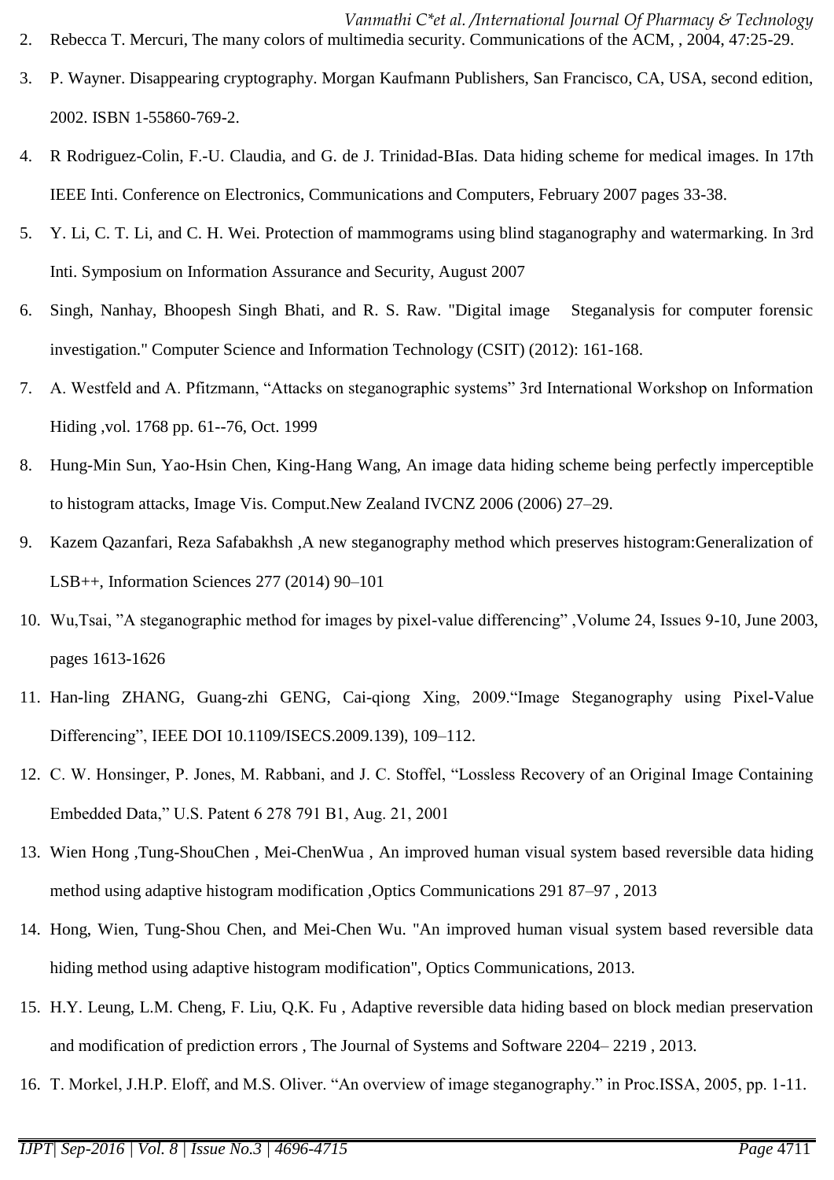2. Rebecca T. Mercuri, The many colors of multimedia security. Communications of the ACM, , 2004, 47:25-29.
3. P. Wayner. Disappearing cryptography. Morgan Kaufmann Publishers, San Francisco, CA, USA, second edition, 2002. ISBN 1-55860-769-2.
4. R Rodriguez-Colin, F.-U. Claudia, and G. de J. Trinidad-BIas. Data hiding scheme for medical images. In 17th IEEE Inti. Conference on Electronics, Communications and Computers, February 2007 pages 33-38.
5. Y. Li, C. T. Li, and C. H. Wei. Protection of mammograms using blind staganography and watermarking. In 3rd Inti. Symposium on Information Assurance and Security, August 2007
6. Singh, Nanhay, Bhoopesh Singh Bhati, and R. S. Raw. "Digital image Steganalysis for computer forensic investigation." Computer Science and Information Technology (CSIT) (2012): 161-168.
7. A. Westfeld and A. Pfitzmann, "Attacks on steganographic systems" 3rd International Workshop on Information Hiding ,vol. 1768 pp. 61--76, Oct. 1999
8. Hung-Min Sun, Yao-Hsin Chen, King-Hang Wang, An image data hiding scheme being perfectly imperceptible to histogram attacks, Image Vis. Comput.New Zealand IVCNZ 2006 (2006) 27–29.
9. Kazem Qazanfari, Reza Safabakhsh ,A new steganography method which preserves histogram:Generalization of LSB++, Information Sciences 277 (2014) 90–101
10. Wu,Tsai, "A steganographic method for images by pixel-value differencing" ,Volume 24, Issues 9-10, June 2003, pages 1613-1626
11. Han-ling ZHANG, Guang-zhi GENG, Cai-qiong Xing, 2009."Image Steganography using Pixel-Value Differencing", IEEE DOI 10.1109/ISECS.2009.139), 109–112.
12. C. W. Honsinger, P. Jones, M. Rabbani, and J. C. Stoffel, "Lossless Recovery of an Original Image Containing Embedded Data," U.S. Patent 6 278 791 B1, Aug. 21, 2001
13. Wien Hong ,Tung-ShouChen , Mei-ChenWua , An improved human visual system based reversible data hiding method using adaptive histogram modification ,Optics Communications 291 87–97 , 2013
14. Hong, Wien, Tung-Shou Chen, and Mei-Chen Wu. "An improved human visual system based reversible data hiding method using adaptive histogram modification", Optics Communications, 2013.
15. H.Y. Leung, L.M. Cheng, F. Liu, Q.K. Fu , Adaptive reversible data hiding based on block median preservation and modification of prediction errors , The Journal of Systems and Software 2204– 2219 , 2013.
16. T. Morkel, J.H.P. Eloff, and M.S. Oliver. "An overview of image steganography." in Proc.ISSA, 2005, pp. 1-11.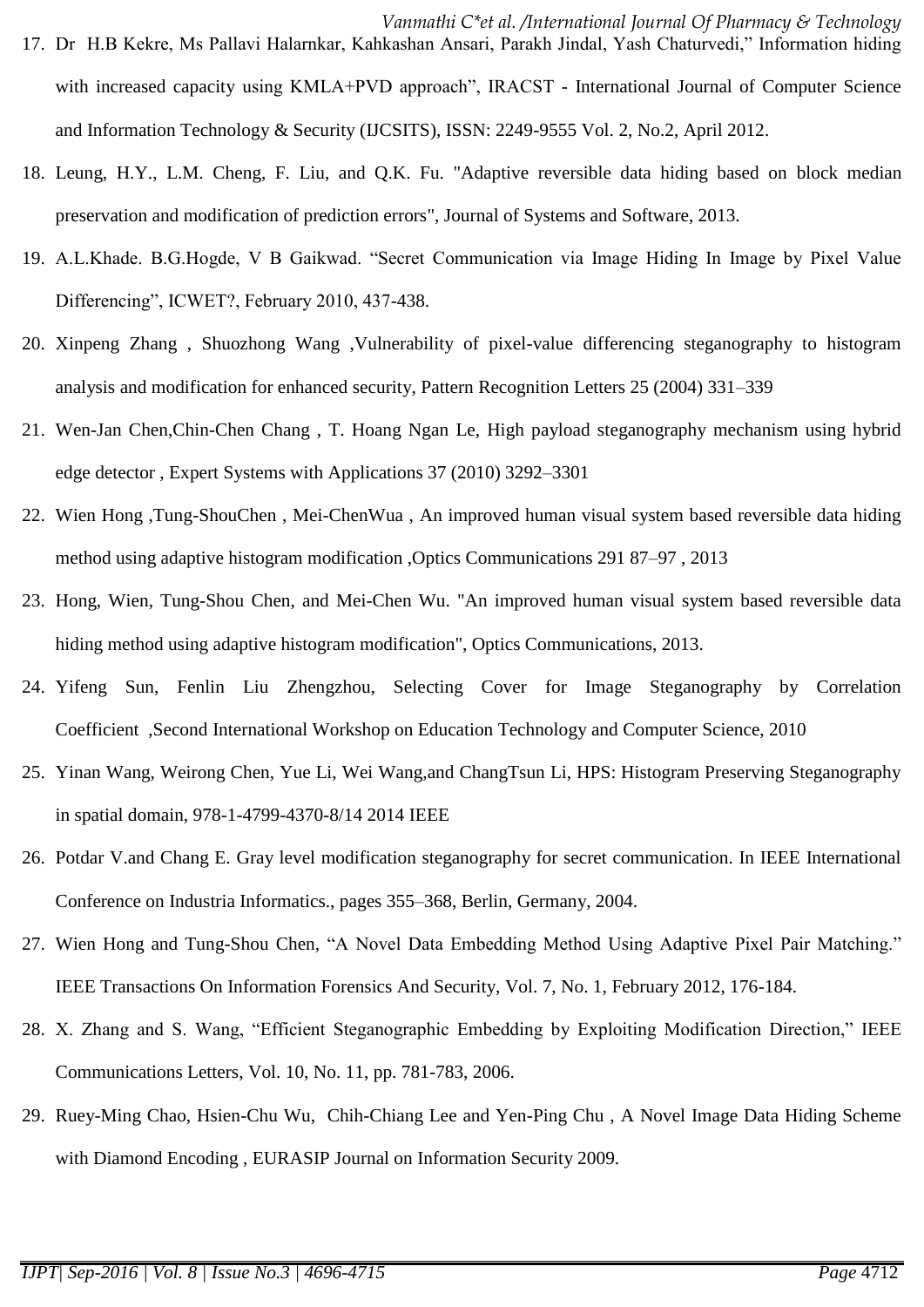17. Dr H.B Kekre, Ms Pallavi Halarnkar, Kahkashan Ansari, Parakh Jindal, Yash Chaturvedi," Information hiding with increased capacity using KMLA+PVD approach", IRACST - International Journal of Computer Science and Information Technology & Security (IJCSITS), ISSN: 2249-9555 Vol. 2, No.2, April 2012.
18. Leung, H.Y., L.M. Cheng, F. Liu, and Q.K. Fu. "Adaptive reversible data hiding based on block median preservation and modification of prediction errors", Journal of Systems and Software, 2013.
19. A.L.Khade. B.G.Hogde, V B Gaikwad. "Secret Communication via Image Hiding In Image by Pixel Value Differencing", ICWET?, February 2010, 437-438.
20. Xinpeng Zhang , Shuozhong Wang ,Vulnerability of pixel-value differencing steganography to histogram analysis and modification for enhanced security, Pattern Recognition Letters 25 (2004) 331–339
21. Wen-Jan Chen,Chin-Chen Chang , T. Hoang Ngan Le, High payload steganography mechanism using hybrid edge detector , Expert Systems with Applications 37 (2010) 3292–3301
22. Wien Hong ,Tung-ShouChen , Mei-ChenWua , An improved human visual system based reversible data hiding method using adaptive histogram modification ,Optics Communications 291 87–97 , 2013
23. Hong, Wien, Tung-Shou Chen, and Mei-Chen Wu. "An improved human visual system based reversible data hiding method using adaptive histogram modification", Optics Communications, 2013.
24. Yifeng Sun, Fenlin Liu Zhengzhou, Selecting Cover for Image Steganography by Correlation Coefficient ,Second International Workshop on Education Technology and Computer Science, 2010
25. Yinan Wang, Weirong Chen, Yue Li, Wei Wang,and ChangTsun Li, HPS: Histogram Preserving Steganography in spatial domain, 978-1-4799-4370-8/14 2014 IEEE
26. Potdar V.and Chang E. Gray level modification steganography for secret communication. In IEEE International Conference on Industria Informatics., pages 355–368, Berlin, Germany, 2004.
27. Wien Hong and Tung-Shou Chen, "A Novel Data Embedding Method Using Adaptive Pixel Pair Matching." IEEE Transactions On Information Forensics And Security, Vol. 7, No. 1, February 2012, 176-184.
28. X. Zhang and S. Wang, "Efficient Steganographic Embedding by Exploiting Modification Direction," IEEE Communications Letters, Vol. 10, No. 11, pp. 781-783, 2006.
29. Ruey-Ming Chao, Hsien-Chu Wu, Chih-Chiang Lee and Yen-Ping Chu , A Novel Image Data Hiding Scheme with Diamond Encoding , EURASIP Journal on Information Security 2009.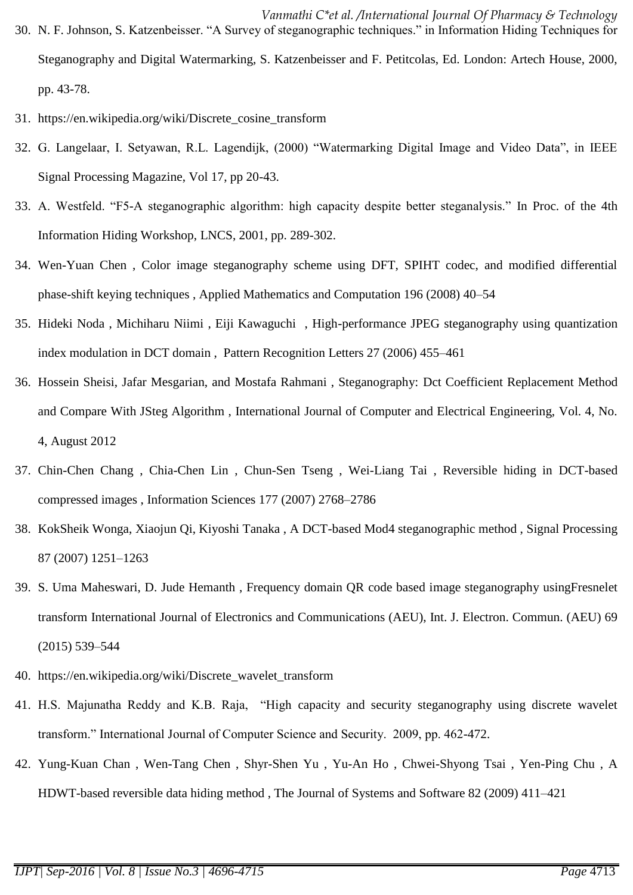30. N. F. Johnson, S. Katzenbeisser. "A Survey of steganographic techniques." in Information Hiding Techniques for Steganography and Digital Watermarking, S. Katzenbeisser and F. Petitcolas, Ed. London: Artech House, 2000, pp. 43-78.
31. https://en.wikipedia.org/wiki/Discrete_cosine_transform
32. G. Langelaar, I. Setyawan, R.L. Lagendijk, (2000) "Watermarking Digital Image and Video Data", in IEEE Signal Processing Magazine, Vol 17, pp 20-43.
33. A. Westfeld. "F5-A steganographic algorithm: high capacity despite better steganalysis." In Proc. of the 4th Information Hiding Workshop, LNCS, 2001, pp. 289-302.
34. Wen-Yuan Chen , Color image steganography scheme using DFT, SPIHT codec, and modified differential phase-shift keying techniques , Applied Mathematics and Computation 196 (2008) 40–54
35. Hideki Noda , Michiharu Niimi , Eiji Kawaguchi , High-performance JPEG steganography using quantization index modulation in DCT domain , Pattern Recognition Letters 27 (2006) 455–461
36. Hossein Sheisi, Jafar Mesgarian, and Mostafa Rahmani , Steganography: Dct Coefficient Replacement Method and Compare With JSteg Algorithm , International Journal of Computer and Electrical Engineering, Vol. 4, No. 4, August 2012
37. Chin-Chen Chang , Chia-Chen Lin , Chun-Sen Tseng , Wei-Liang Tai , Reversible hiding in DCT-based compressed images , Information Sciences 177 (2007) 2768–2786
38. KokSheik Wonga, Xiaojun Qi, Kiyoshi Tanaka , A DCT-based Mod4 steganographic method , Signal Processing 87 (2007) 1251–1263
39. S. Uma Maheswari, D. Jude Hemanth , Frequency domain QR code based image steganography usingFresnelet transform International Journal of Electronics and Communications (AEU), Int. J. Electron. Commun. (AEU) 69 (2015) 539–544
40. https://en.wikipedia.org/wiki/Discrete_wavelet_transform
41. H.S. Majunatha Reddy and K.B. Raja, "High capacity and security steganography using discrete wavelet transform." International Journal of Computer Science and Security. 2009, pp. 462-472.
42. Yung-Kuan Chan , Wen-Tang Chen , Shyr-Shen Yu , Yu-An Ho , Chwei-Shyong Tsai , Yen-Ping Chu , A HDWT-based reversible data hiding method , The Journal of Systems and Software 82 (2009) 411–421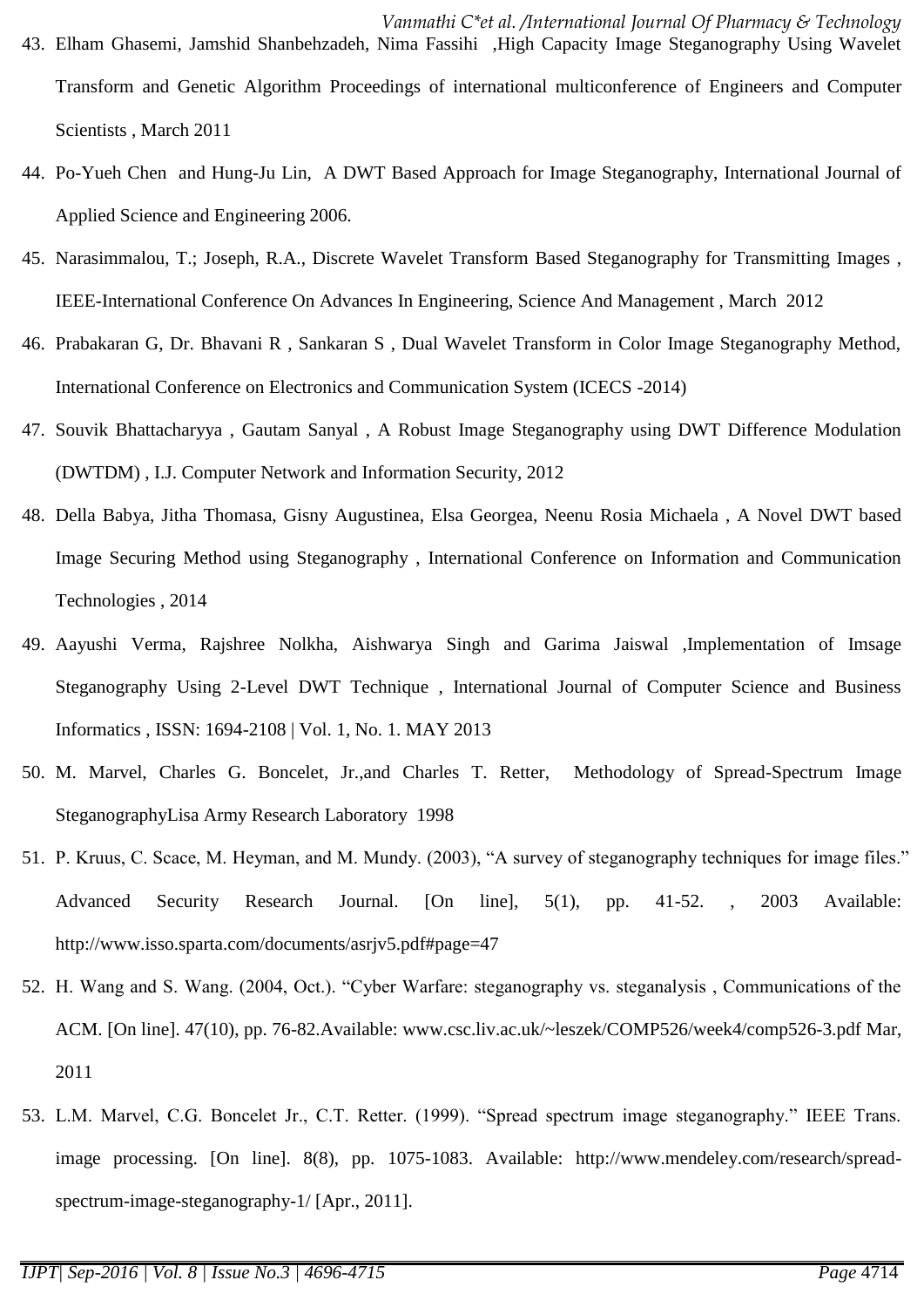43. Elham Ghasemi, Jamshid Shanbehzadeh, Nima Fassihi ,High Capacity Image Steganography Using Wavelet Transform and Genetic Algorithm Proceedings of international multiconference of Engineers and Computer Scientists , March 2011
44. Po-Yueh Chen and Hung-Ju Lin, A DWT Based Approach for Image Steganography, International Journal of Applied Science and Engineering 2006.
45. Narasimmalou, T.; Joseph, R.A., Discrete Wavelet Transform Based Steganography for Transmitting Images , IEEE-International Conference On Advances In Engineering, Science And Management , March 2012
46. Prabakaran G, Dr. Bhavani R , Sankaran S , Dual Wavelet Transform in Color Image Steganography Method, International Conference on Electronics and Communication System (ICECS -2014)
47. Souvik Bhattacharyya , Gautam Sanyal , A Robust Image Steganography using DWT Difference Modulation (DWTDM) , I.J. Computer Network and Information Security, 2012
48. Della Babya, Jitha Thomasa, Gisny Augustinea, Elsa Georgea, Neenu Rosia Michaela , A Novel DWT based Image Securing Method using Steganography , International Conference on Information and Communication Technologies , 2014
49. Aayushi Verma, Rajshree Nolkha, Aishwarya Singh and Garima Jaiswal ,Implementation of Imsage Steganography Using 2-Level DWT Technique , International Journal of Computer Science and Business Informatics , ISSN: 1694-2108 | Vol. 1, No. 1. MAY 2013
50. M. Marvel, Charles G. Boncelet, Jr.,and Charles T. Retter, Methodology of Spread-Spectrum Image SteganographyLisa Army Research Laboratory 1998
51. P. Kruus, C. Scace, M. Heyman, and M. Mundy. (2003), "A survey of steganography techniques for image files." Advanced Security Research Journal. [On line], 5(1), pp. 41-52. , 2003 Available: http://www.isso.sparta.com/documents/asrjv5.pdf#page=47
52. H. Wang and S. Wang. (2004, Oct.). "Cyber Warfare: steganography vs. steganalysis , Communications of the ACM. [On line]. 47(10), pp. 76-82.Available: www.csc.liv.ac.uk/~leszek/COMP526/week4/comp526-3.pdf Mar, 2011
53. L.M. Marvel, C.G. Boncelet Jr., C.T. Retter. (1999). "Spread spectrum image steganography." IEEE Trans. image processing. [On line]. 8(8), pp. 1075-1083. Available: http://www.mendeley.com/research/spread-spectrum-image-steganography-1/ [Apr., 2011].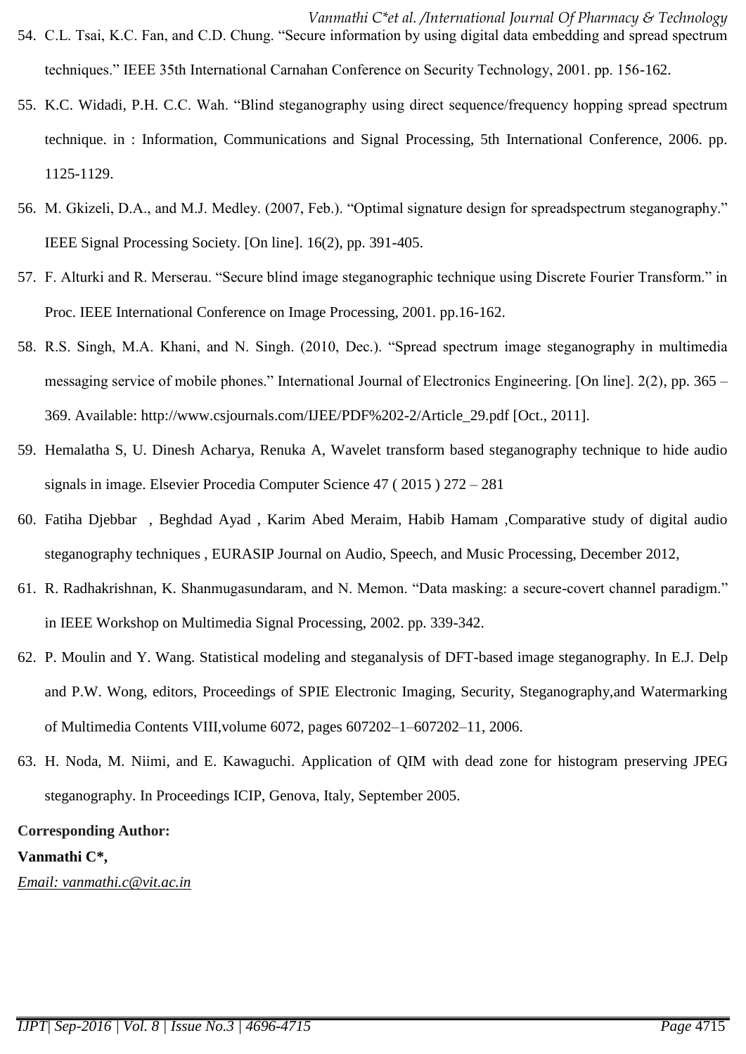54. C.L. Tsai, K.C. Fan, and C.D. Chung. "Secure information by using digital data embedding and spread spectrum techniques." IEEE 35th International Carnahan Conference on Security Technology, 2001. pp. 156-162.
55. K.C. Widadi, P.H. C.C. Wah. "Blind steganography using direct sequence/frequency hopping spread spectrum technique. in : Information, Communications and Signal Processing, 5th International Conference, 2006. pp. 1125-1129.
56. M. Gkizeli, D.A., and M.J. Medley. (2007, Feb.). "Optimal signature design for spreadspectrum steganography." IEEE Signal Processing Society. [On line]. 16(2), pp. 391-405.
57. F. Alturki and R. Merserau. "Secure blind image steganographic technique using Discrete Fourier Transform." in Proc. IEEE International Conference on Image Processing, 2001. pp.16-162.
58. R.S. Singh, M.A. Khani, and N. Singh. (2010, Dec.). "Spread spectrum image steganography in multimedia messaging service of mobile phones." International Journal of Electronics Engineering. [On line]. 2(2), pp. 365 – 369. Available: http://www.csjournals.com/IJEE/PDF%202-2/Article_29.pdf [Oct., 2011].
59. Hemalatha S, U. Dinesh Acharya, Renuka A, Wavelet transform based steganography technique to hide audio signals in image. Elsevier Procedia Computer Science 47 ( 2015 ) 272 – 281
60. Fatiha Djebbar , Beghdad Ayad , Karim Abed Meraim, Habib Hamam ,Comparative study of digital audio steganography techniques , EURASIP Journal on Audio, Speech, and Music Processing, December 2012,
61. R. Radhakrishnan, K. Shanmugasundaram, and N. Memon. "Data masking: a secure-covert channel paradigm." in IEEE Workshop on Multimedia Signal Processing, 2002. pp. 339-342.
62. P. Moulin and Y. Wang. Statistical modeling and steganalysis of DFT-based image steganography. In E.J. Delp and P.W. Wong, editors, Proceedings of SPIE Electronic Imaging, Security, Steganography,and Watermarking of Multimedia Contents VIII,volume 6072, pages 607202–1–607202–11, 2006.
63. H. Noda, M. Niimi, and E. Kawaguchi. Application of QIM with dead zone for histogram preserving JPEG steganography. In Proceedings ICIP, Genova, Italy, September 2005.

**Corresponding Author:**

**Vanmathi C*,**

*Email: vanmathi.c@vit.ac.in*